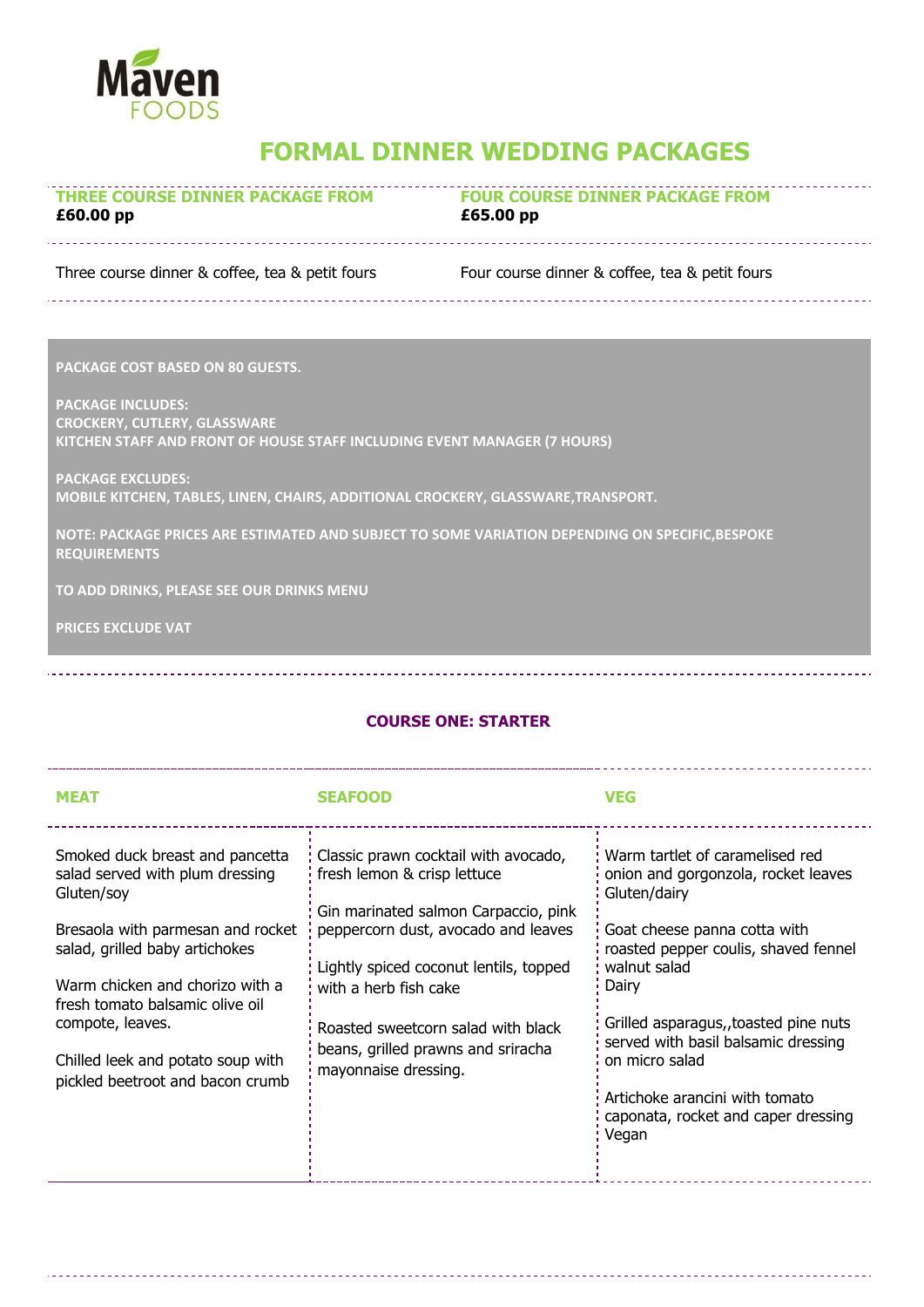Maven FOODS

# FORMAL DINNER WEDDING PACKAGES

| THREE COURSE DINNER PACKAGE FROM **£60.00 pp** | FOUR COURSE DINNER PACKAGE FROM **£65.00 pp** |
|---|---|
| Three course dinner & coffee, tea & petit fours | Four course dinner & coffee, tea & petit fours |

PACKAGE COST BASED ON 80 GUESTS.

PACKAGE INCLUDES:
CROCKERY, CUTLERY, GLASSWARE
KITCHEN STAFF AND FRONT OF HOUSE STAFF INCLUDING EVENT MANAGER (7 HOURS)

PACKAGE EXCLUDES:
MOBILE KITCHEN, TABLES, LINEN, CHAIRS, ADDITIONAL CROCKERY, GLASSWARE,TRANSPORT.

NOTE: PACKAGE PRICES ARE ESTIMATED AND SUBJECT TO SOME VARIATION DEPENDING ON SPECIFIC,BESPOKE REQUIREMENTS

TO ADD DRINKS, PLEASE SEE OUR DRINKS MENU

PRICES EXCLUDE VAT

## COURSE ONE: STARTER

| MEAT | SEAFOOD | VEG |
|---|---|---|
| Smoked duck breast and pancetta salad served with plum dressing Gluten/soy | Classic prawn cocktail with avocado, fresh lemon & crisp lettuce | Warm tartlet of caramelised red onion and gorgonzola, rocket leaves Gluten/dairy |
| Bresaola with parmesan and rocket salad, grilled baby artichokes | Gin marinated salmon Carpaccio, pink peppercorn dust, avocado and leaves | Goat cheese panna cotta with roasted pepper coulis, shaved fennel walnut salad Dairy |
| Warm chicken and chorizo with a fresh tomato balsamic olive oil compote, leaves. | Lightly spiced coconut lentils, topped with a herb fish cake | Grilled asparagus,,toasted pine nuts served with basil balsamic dressing on micro salad |
| Chilled leek and potato soup with pickled beetroot and bacon crumb | Roasted sweetcorn salad with black beans, grilled prawns and sriracha mayonnaise dressing. | Artichoke arancini with tomato caponata, rocket and caper dressing Vegan |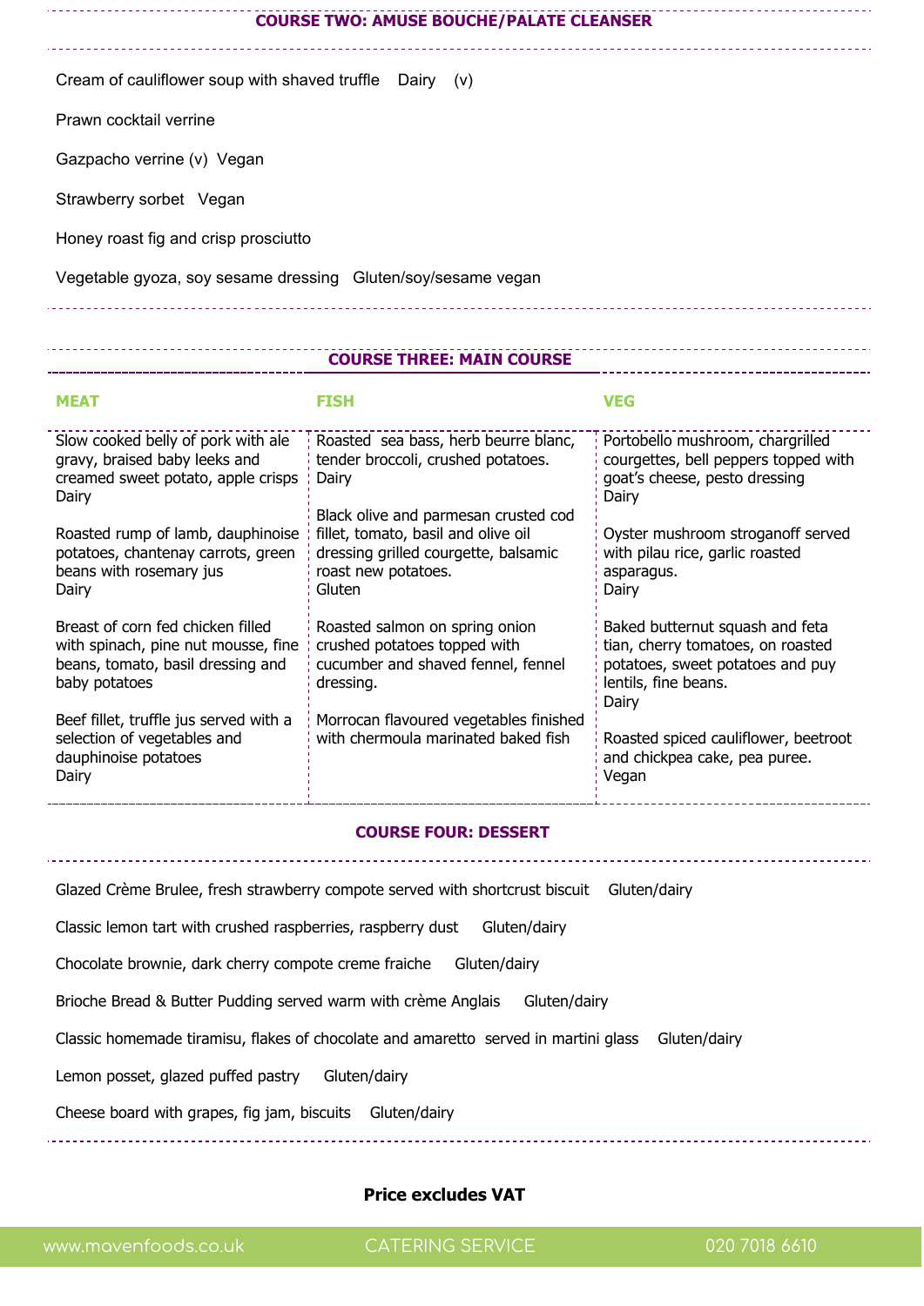## COURSE TWO: AMUSE BOUCHE/PALATE CLEANSER

Cream of cauliflower soup with shaved truffle Dairy (v)

Prawn cocktail verrine

Gazpacho verrine (v) Vegan

Strawberry sorbet Vegan

Honey roast fig and crisp prosciutto

Vegetable gyoza, soy sesame dressing Gluten/soy/sesame vegan

## COURSE THREE: MAIN COURSE

| MEAT | FISH | VEG |
|---|---|---|
| Slow cooked belly of pork with ale gravy, braised baby leeks and creamed sweet potato, apple crisps Dairy | Roasted sea bass, herb beurre blanc, tender broccoli, crushed potatoes. Dairy | Portobello mushroom, chargrilled courgettes, bell peppers topped with goat's cheese, pesto dressing Dairy |
| Roasted rump of lamb, dauphinoise potatoes, chantenay carrots, green beans with rosemary jus Dairy | Black olive and parmesan crusted cod fillet, tomato, basil and olive oil dressing grilled courgette, balsamic roast new potatoes. Gluten | Oyster mushroom stroganoff served with pilau rice, garlic roasted asparagus. Dairy |
| Breast of corn fed chicken filled with spinach, pine nut mousse, fine beans, tomato, basil dressing and baby potatoes | Roasted salmon on spring onion crushed potatoes topped with cucumber and shaved fennel, fennel dressing. | Baked butternut squash and feta tian, cherry tomatoes, on roasted potatoes, sweet potatoes and puy lentils, fine beans. Dairy |
| Beef fillet, truffle jus served with a selection of vegetables and dauphinoise potatoes Dairy | Morrocan flavoured vegetables finished with chermoula marinated baked fish | Roasted spiced cauliflower, beetroot and chickpea cake, pea puree. Vegan |

## COURSE FOUR: DESSERT

Glazed Crème Brulee, fresh strawberry compote served with shortcrust biscuit Gluten/dairy

Classic lemon tart with crushed raspberries, raspberry dust Gluten/dairy

Chocolate brownie, dark cherry compote creme fraiche Gluten/dairy

Brioche Bread & Butter Pudding served warm with crème Anglais Gluten/dairy

Classic homemade tiramisu, flakes of chocolate and amaretto served in martini glass Gluten/dairy

Lemon posset, glazed puffed pastry Gluten/dairy

Cheese board with grapes, fig jam, biscuits Gluten/dairy

**Price excludes VAT**